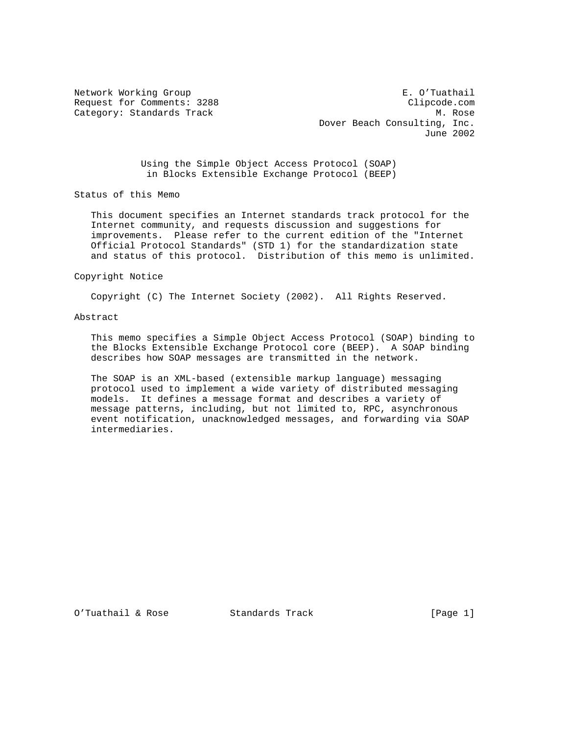Network Working Group E. O'Tuathail
Request for Comments: 3288 Clipcode.com
Category: Standards Track M. Rose
Dover Beach Consulting, Inc.
June 2002

# Using the Simple Object Access Protocol (SOAP) in Blocks Extensible Exchange Protocol (BEEP)

## Status of this Memo

This document specifies an Internet standards track protocol for the Internet community, and requests discussion and suggestions for improvements. Please refer to the current edition of the "Internet Official Protocol Standards" (STD 1) for the standardization state and status of this protocol. Distribution of this memo is unlimited.

## Copyright Notice

Copyright (C) The Internet Society (2002). All Rights Reserved.

## Abstract

This memo specifies a Simple Object Access Protocol (SOAP) binding to the Blocks Extensible Exchange Protocol core (BEEP). A SOAP binding describes how SOAP messages are transmitted in the network.

The SOAP is an XML-based (extensible markup language) messaging protocol used to implement a wide variety of distributed messaging models. It defines a message format and describes a variety of message patterns, including, but not limited to, RPC, asynchronous event notification, unacknowledged messages, and forwarding via SOAP intermediaries.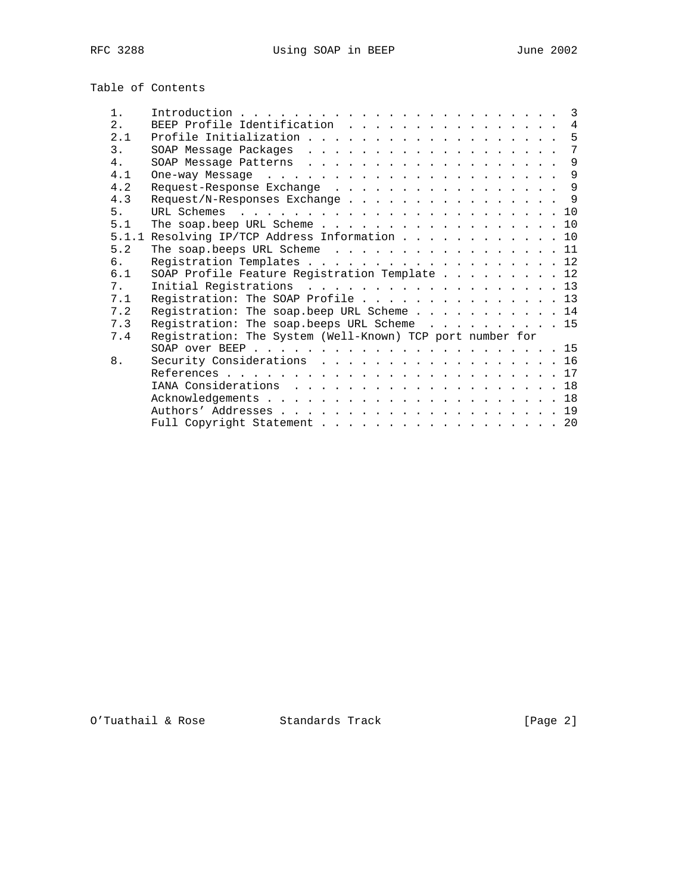# Table of Contents

```
   1.    Introduction . . . . . . . . . . . . . . . . . . . . . . . . .  3
   2.    BEEP Profile Identification  . . . . . . . . . . . . . . . . .  4
   2.1   Profile Initialization . . . . . . . . . . . . . . . . . . . .  5
   3.    SOAP Message Packages  . . . . . . . . . . . . . . . . . . . .  7
   4.    SOAP Message Patterns  . . . . . . . . . . . . . . . . . . . .  9
   4.1   One-way Message  . . . . . . . . . . . . . . . . . . . . . . .  9
   4.2   Request-Response Exchange  . . . . . . . . . . . . . . . . . .  9
   4.3   Request/N-Responses Exchange . . . . . . . . . . . . . . . . .  9
   5.    URL Schemes  . . . . . . . . . . . . . . . . . . . . . . . . . 10
   5.1   The soap.beep URL Scheme . . . . . . . . . . . . . . . . . . . 10
   5.1.1 Resolving IP/TCP Address Information . . . . . . . . . . . . . 10
   5.2   The soap.beeps URL Scheme  . . . . . . . . . . . . . . . . . . 11
   6.    Registration Templates . . . . . . . . . . . . . . . . . . . . 12
   6.1   SOAP Profile Feature Registration Template . . . . . . . . . . 12
   7.    Initial Registrations  . . . . . . . . . . . . . . . . . . . . 13
   7.1   Registration: The SOAP Profile . . . . . . . . . . . . . . . . 13
   7.2   Registration: The soap.beep URL Scheme . . . . . . . . . . . . 14
   7.3   Registration: The soap.beeps URL Scheme  . . . . . . . . . . . 15
   7.4   Registration: The System (Well-Known) TCP port number for
         SOAP over BEEP . . . . . . . . . . . . . . . . . . . . . . . . 15
   8.    Security Considerations  . . . . . . . . . . . . . . . . . . . 16
         References . . . . . . . . . . . . . . . . . . . . . . . . . . 17
         IANA Considerations  . . . . . . . . . . . . . . . . . . . . . 18
         Acknowledgements . . . . . . . . . . . . . . . . . . . . . . . 18
         Authors' Addresses . . . . . . . . . . . . . . . . . . . . . . 19
         Full Copyright Statement . . . . . . . . . . . . . . . . . . . 20
```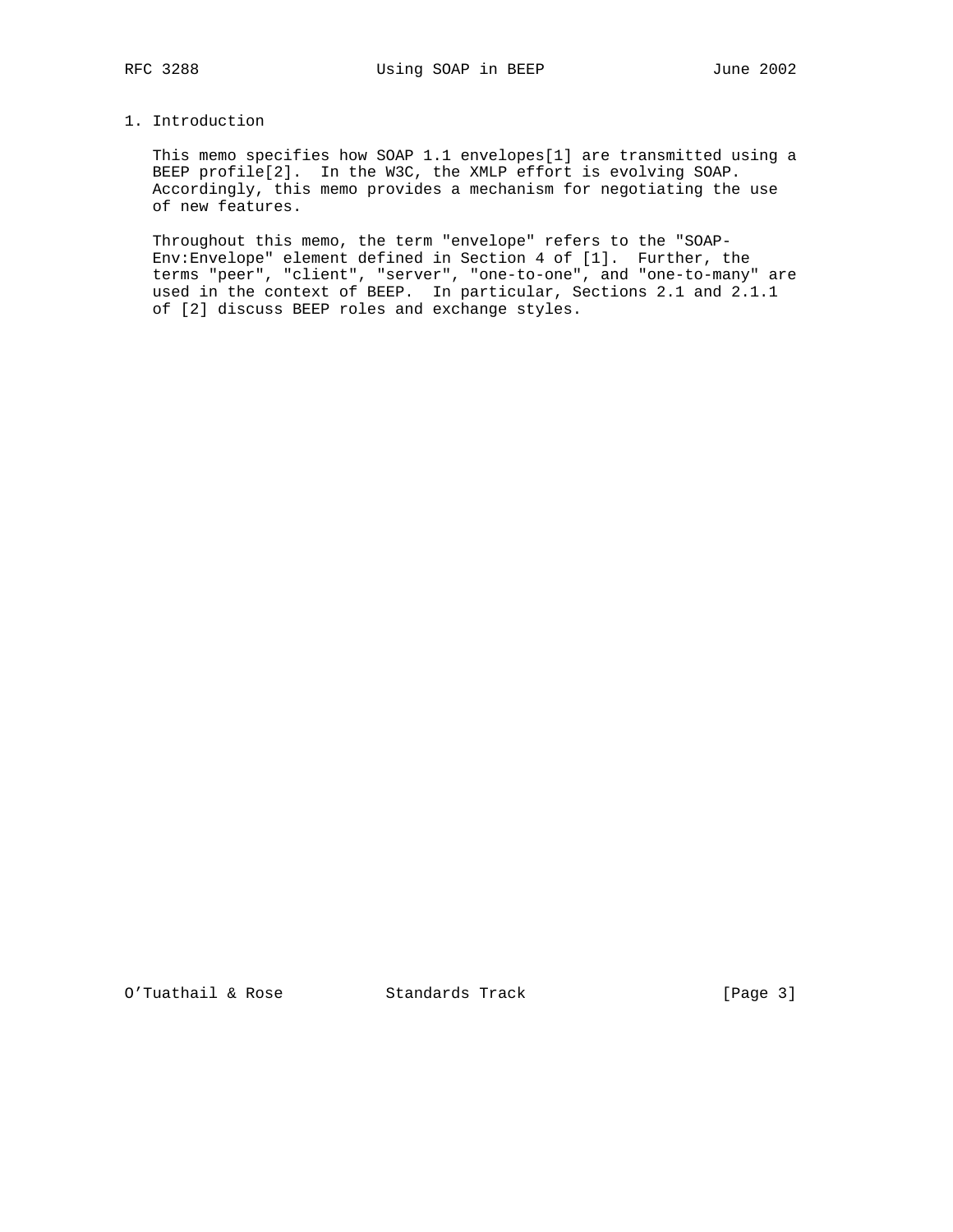# 1. Introduction

This memo specifies how SOAP 1.1 envelopes[1] are transmitted using a BEEP profile[2]. In the W3C, the XMLP effort is evolving SOAP. Accordingly, this memo provides a mechanism for negotiating the use of new features.

Throughout this memo, the term "envelope" refers to the "SOAP-Env:Envelope" element defined in Section 4 of [1]. Further, the terms "peer", "client", "server", "one-to-one", and "one-to-many" are used in the context of BEEP. In particular, Sections 2.1 and 2.1.1 of [2] discuss BEEP roles and exchange styles.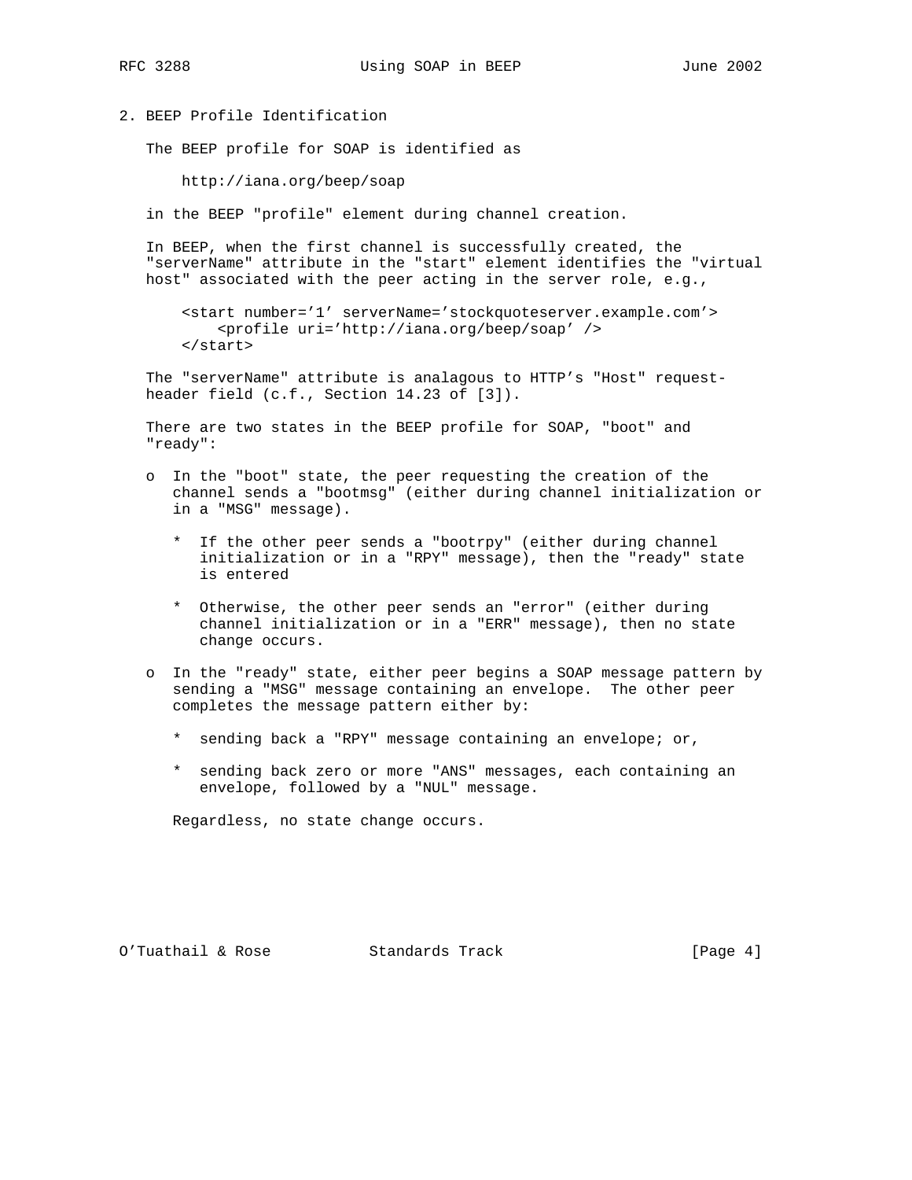## 2. BEEP Profile Identification

The BEEP profile for SOAP is identified as

```
http://iana.org/beep/soap
```

in the BEEP "profile" element during channel creation.

In BEEP, when the first channel is successfully created, the "serverName" attribute in the "start" element identifies the "virtual host" associated with the peer acting in the server role, e.g.,

```
<start number='1' serverName='stockquoteserver.example.com'>
    <profile uri='http://iana.org/beep/soap' />
</start>
```

The "serverName" attribute is analagous to HTTP's "Host" request-header field (c.f., Section 14.23 of [3]).

There are two states in the BEEP profile for SOAP, "boot" and "ready":

- In the "boot" state, the peer requesting the creation of the channel sends a "bootmsg" (either during channel initialization or in a "MSG" message).
  - If the other peer sends a "bootrpy" (either during channel initialization or in a "RPY" message), then the "ready" state is entered
  - Otherwise, the other peer sends an "error" (either during channel initialization or in a "ERR" message), then no state change occurs.
- In the "ready" state, either peer begins a SOAP message pattern by sending a "MSG" message containing an envelope. The other peer completes the message pattern either by:
  - sending back a "RPY" message containing an envelope; or,
  - sending back zero or more "ANS" messages, each containing an envelope, followed by a "NUL" message.

  Regardless, no state change occurs.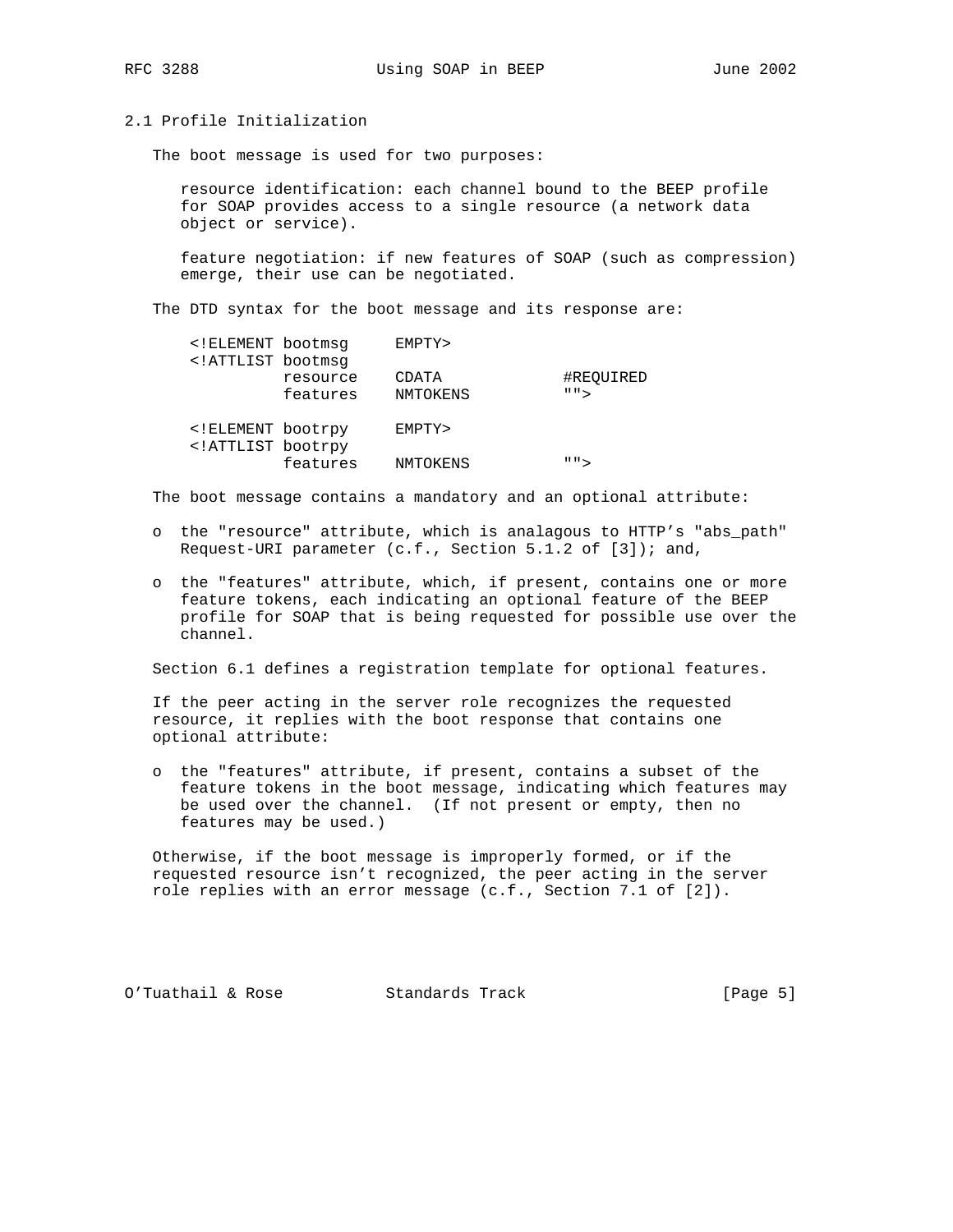### 2.1 Profile Initialization

The boot message is used for two purposes:

resource identification: each channel bound to the BEEP profile for SOAP provides access to a single resource (a network data object or service).

feature negotiation: if new features of SOAP (such as compression) emerge, their use can be negotiated.

The DTD syntax for the boot message and its response are:

```
<!ELEMENT bootmsg      EMPTY>
<!ATTLIST bootmsg
          resource     CDATA          #REQUIRED
          features     NMTOKENS       "">

<!ELEMENT bootrpy      EMPTY>
<!ATTLIST bootrpy
          features     NMTOKENS       "">
```

The boot message contains a mandatory and an optional attribute:

- the "resource" attribute, which is analagous to HTTP's "abs_path" Request-URI parameter (c.f., Section 5.1.2 of [3]); and,
- the "features" attribute, which, if present, contains one or more feature tokens, each indicating an optional feature of the BEEP profile for SOAP that is being requested for possible use over the channel.

Section 6.1 defines a registration template for optional features.

If the peer acting in the server role recognizes the requested resource, it replies with the boot response that contains one optional attribute:

- the "features" attribute, if present, contains a subset of the feature tokens in the boot message, indicating which features may be used over the channel. (If not present or empty, then no features may be used.)

Otherwise, if the boot message is improperly formed, or if the requested resource isn't recognized, the peer acting in the server role replies with an error message (c.f., Section 7.1 of [2]).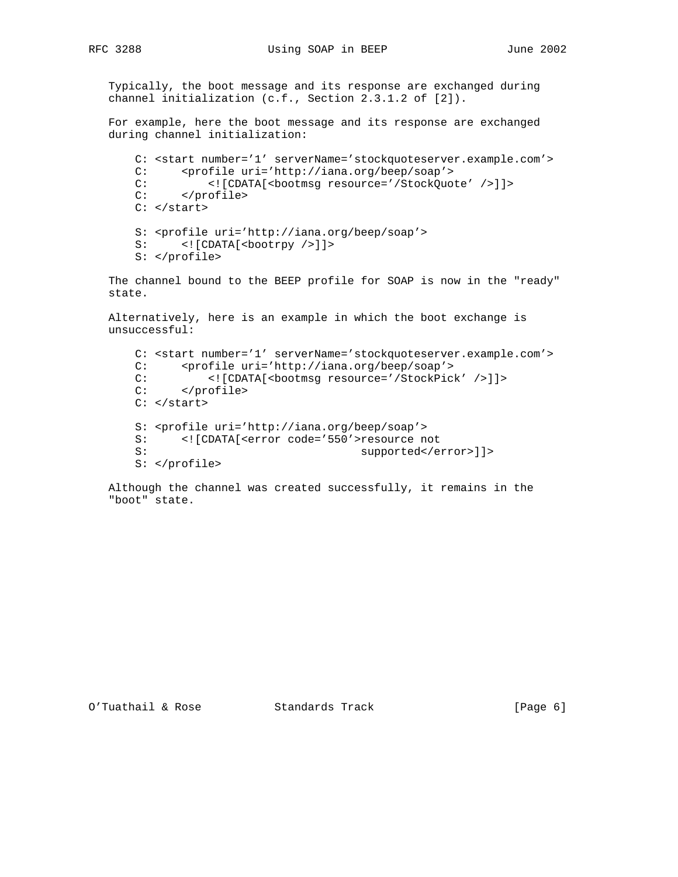Typically, the boot message and its response are exchanged during channel initialization (c.f., Section 2.3.1.2 of [2]).

For example, here the boot message and its response are exchanged during channel initialization:

```
C: <start number='1' serverName='stockquoteserver.example.com'>
C:     <profile uri='http://iana.org/beep/soap'>
C:         <![CDATA[<bootmsg resource='/StockQuote' />]]>
C:     </profile>
C: </start>

S: <profile uri='http://iana.org/beep/soap'>
S:     <![CDATA[<bootrpy />]]>
S: </profile>
```

The channel bound to the BEEP profile for SOAP is now in the "ready" state.

Alternatively, here is an example in which the boot exchange is unsuccessful:

```
C: <start number='1' serverName='stockquoteserver.example.com'>
C:     <profile uri='http://iana.org/beep/soap'>
C:         <![CDATA[<bootmsg resource='/StockPick' />]]>
C:     </profile>
C: </start>

S: <profile uri='http://iana.org/beep/soap'>
S:     <![CDATA[<error code='550'>resource not
S:                                supported</error>]]>
S: </profile>
```

Although the channel was created successfully, it remains in the "boot" state.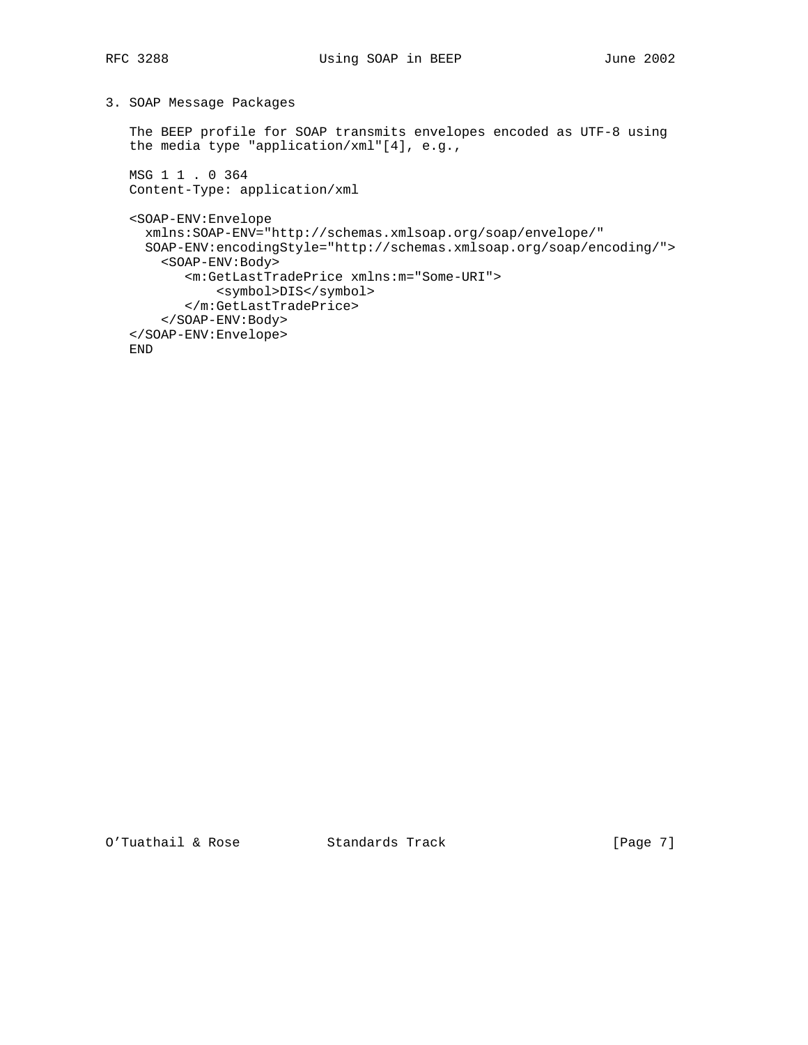## 3. SOAP Message Packages

The BEEP profile for SOAP transmits envelopes encoded as UTF-8 using the media type "application/xml"[4], e.g.,

```
MSG 1 1 . 0 364
Content-Type: application/xml

<SOAP-ENV:Envelope
  xmlns:SOAP-ENV="http://schemas.xmlsoap.org/soap/envelope/"
  SOAP-ENV:encodingStyle="http://schemas.xmlsoap.org/soap/encoding/">
    <SOAP-ENV:Body>
       <m:GetLastTradePrice xmlns:m="Some-URI">
           <symbol>DIS</symbol>
       </m:GetLastTradePrice>
    </SOAP-ENV:Body>
</SOAP-ENV:Envelope>
END
```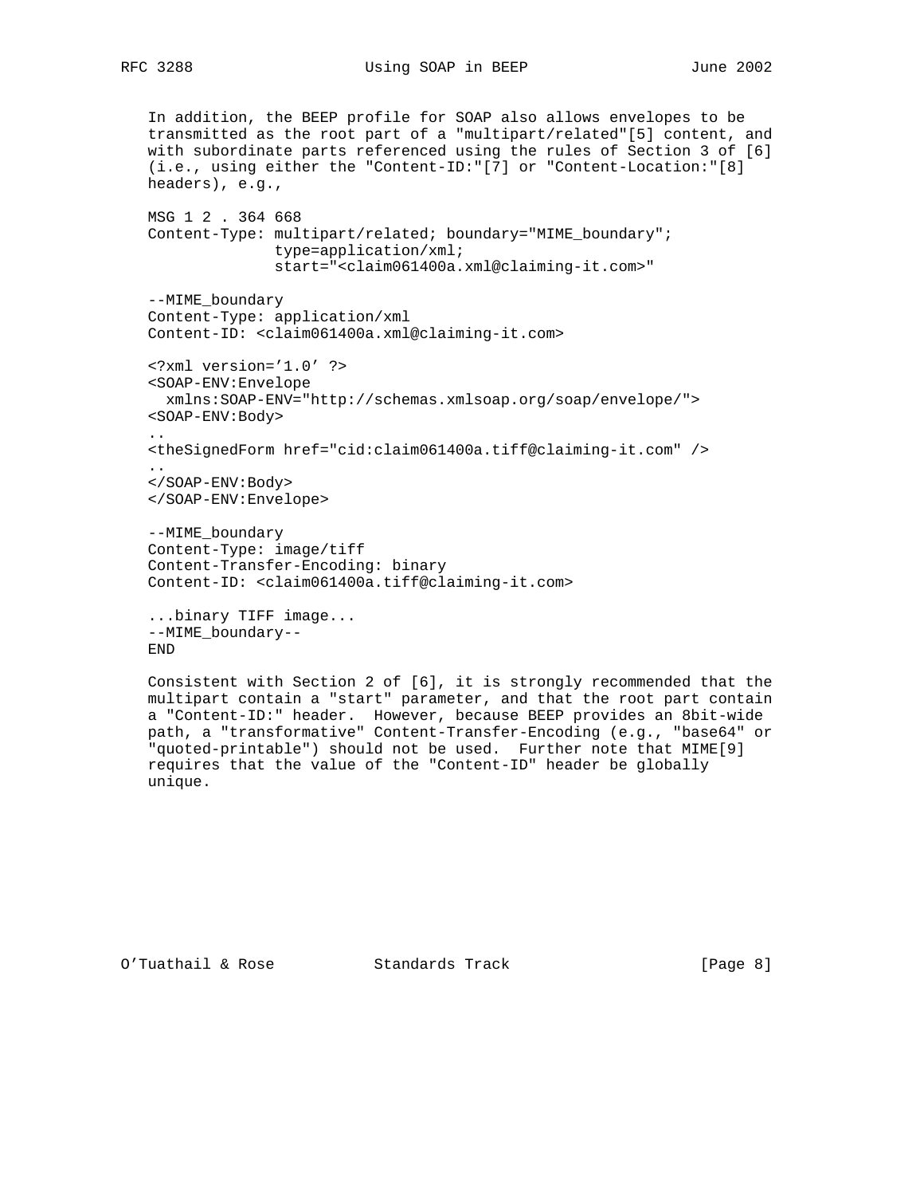In addition, the BEEP profile for SOAP also allows envelopes to be transmitted as the root part of a "multipart/related"[5] content, and with subordinate parts referenced using the rules of Section 3 of [6] (i.e., using either the "Content-ID:"[7] or "Content-Location:"[8] headers), e.g.,

```
MSG 1 2 . 364 668
Content-Type: multipart/related; boundary="MIME_boundary";
              type=application/xml;
              start="<claim061400a.xml@claiming-it.com>"

--MIME_boundary
Content-Type: application/xml
Content-ID: <claim061400a.xml@claiming-it.com>

<?xml version='1.0' ?>
<SOAP-ENV:Envelope
  xmlns:SOAP-ENV="http://schemas.xmlsoap.org/soap/envelope/">
<SOAP-ENV:Body>
..
<theSignedForm href="cid:claim061400a.tiff@claiming-it.com" />
..
</SOAP-ENV:Body>
</SOAP-ENV:Envelope>

--MIME_boundary
Content-Type: image/tiff
Content-Transfer-Encoding: binary
Content-ID: <claim061400a.tiff@claiming-it.com>

...binary TIFF image...
--MIME_boundary--
END
```

Consistent with Section 2 of [6], it is strongly recommended that the multipart contain a "start" parameter, and that the root part contain a "Content-ID:" header. However, because BEEP provides an 8bit-wide path, a "transformative" Content-Transfer-Encoding (e.g., "base64" or "quoted-printable") should not be used. Further note that MIME[9] requires that the value of the "Content-ID" header be globally unique.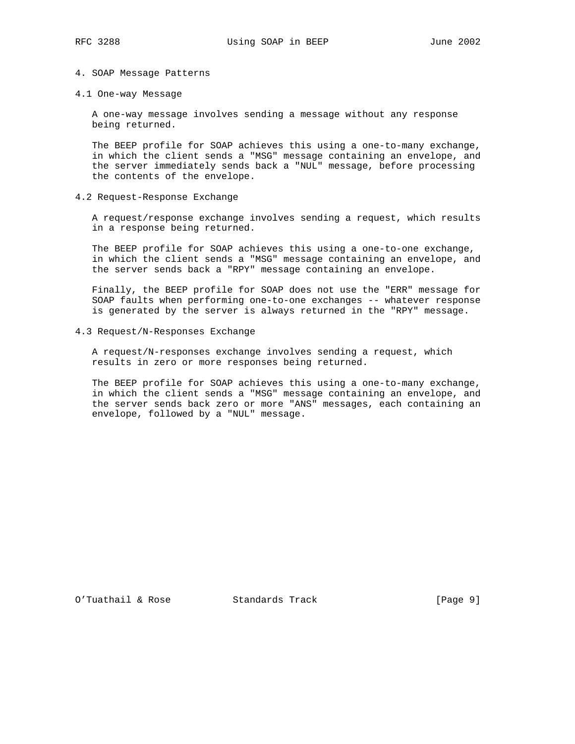# 4. SOAP Message Patterns

## 4.1 One-way Message

A one-way message involves sending a message without any response being returned.

The BEEP profile for SOAP achieves this using a one-to-many exchange, in which the client sends a "MSG" message containing an envelope, and the server immediately sends back a "NUL" message, before processing the contents of the envelope.

## 4.2 Request-Response Exchange

A request/response exchange involves sending a request, which results in a response being returned.

The BEEP profile for SOAP achieves this using a one-to-one exchange, in which the client sends a "MSG" message containing an envelope, and the server sends back a "RPY" message containing an envelope.

Finally, the BEEP profile for SOAP does not use the "ERR" message for SOAP faults when performing one-to-one exchanges -- whatever response is generated by the server is always returned in the "RPY" message.

## 4.3 Request/N-Responses Exchange

A request/N-responses exchange involves sending a request, which results in zero or more responses being returned.

The BEEP profile for SOAP achieves this using a one-to-many exchange, in which the client sends a "MSG" message containing an envelope, and the server sends back zero or more "ANS" messages, each containing an envelope, followed by a "NUL" message.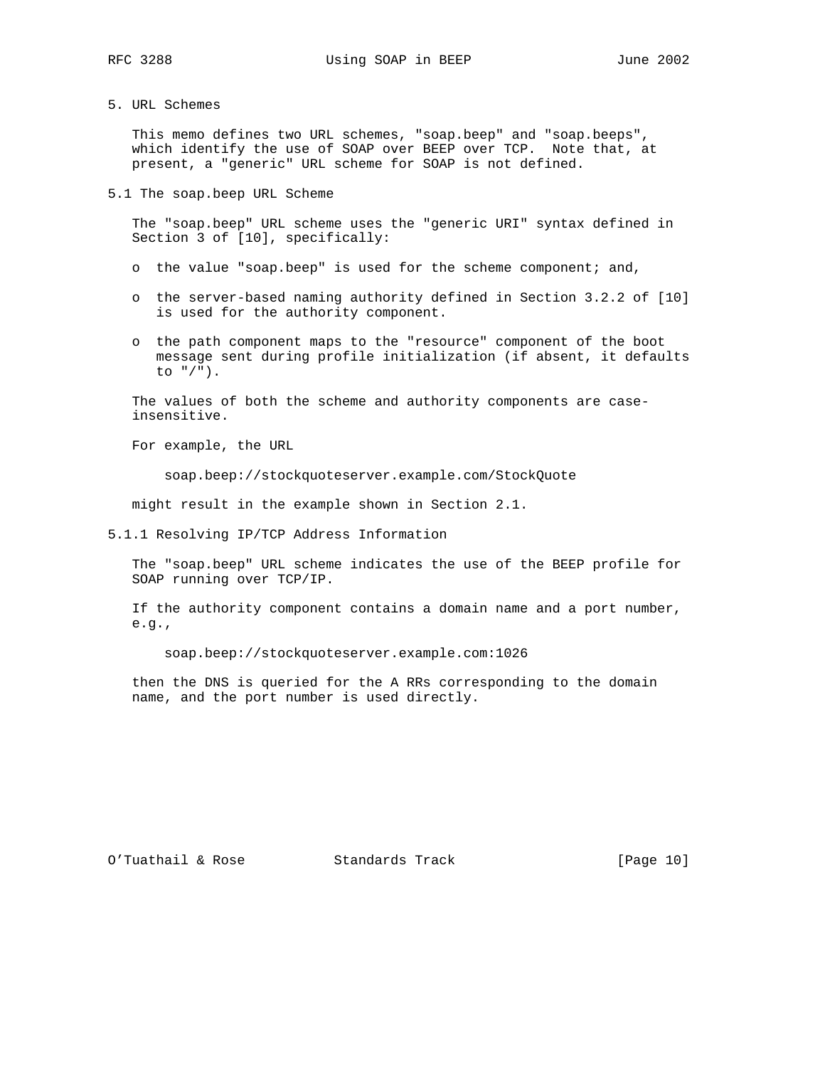## 5. URL Schemes

This memo defines two URL schemes, "soap.beep" and "soap.beeps", which identify the use of SOAP over BEEP over TCP. Note that, at present, a "generic" URL scheme for SOAP is not defined.

### 5.1 The soap.beep URL Scheme

The "soap.beep" URL scheme uses the "generic URI" syntax defined in Section 3 of [10], specifically:

- the value "soap.beep" is used for the scheme component; and,
- the server-based naming authority defined in Section 3.2.2 of [10] is used for the authority component.
- the path component maps to the "resource" component of the boot message sent during profile initialization (if absent, it defaults to "/").

The values of both the scheme and authority components are case-insensitive.

For example, the URL

```
soap.beep://stockquoteserver.example.com/StockQuote
```

might result in the example shown in Section 2.1.

#### 5.1.1 Resolving IP/TCP Address Information

The "soap.beep" URL scheme indicates the use of the BEEP profile for SOAP running over TCP/IP.

If the authority component contains a domain name and a port number, e.g.,

```
soap.beep://stockquoteserver.example.com:1026
```

then the DNS is queried for the A RRs corresponding to the domain name, and the port number is used directly.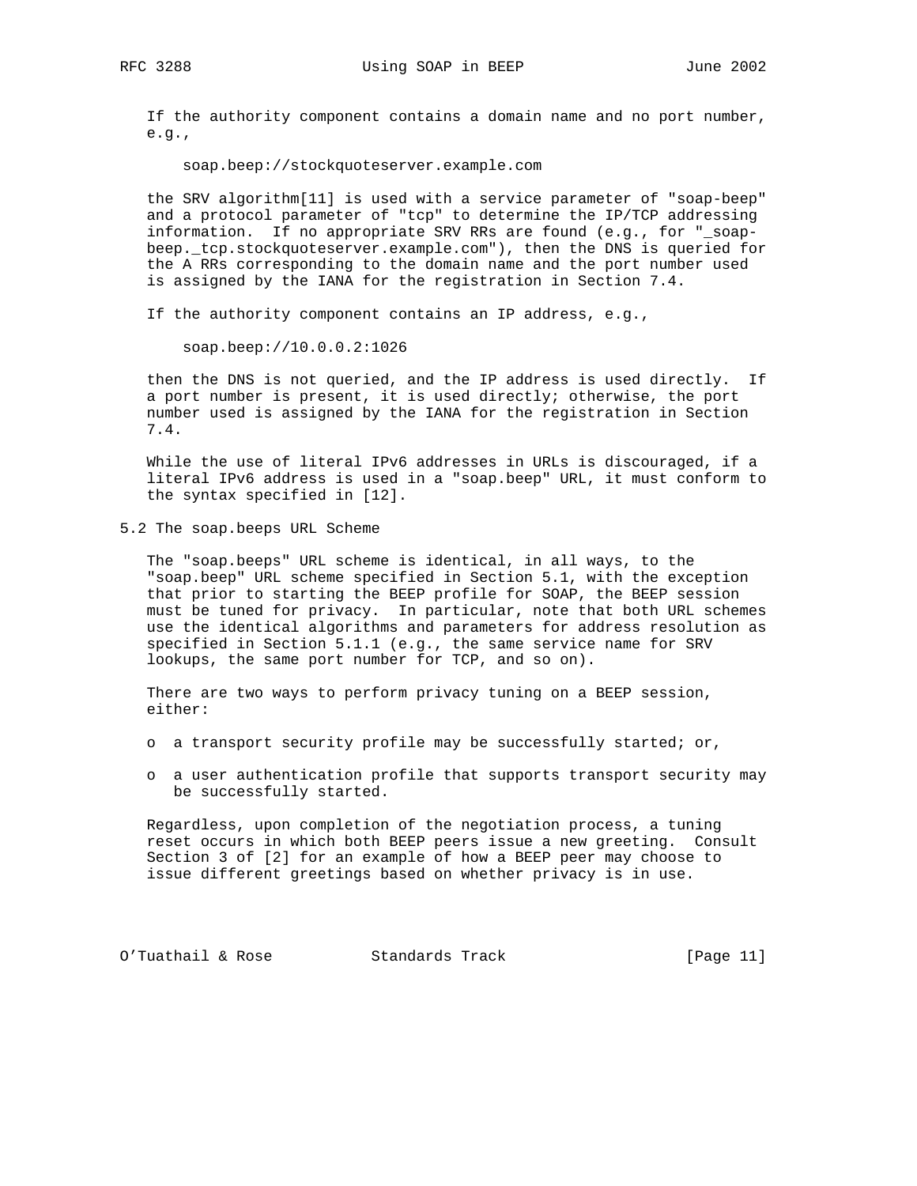If the authority component contains a domain name and no port number, e.g.,

```
soap.beep://stockquoteserver.example.com
```

the SRV algorithm[11] is used with a service parameter of "soap-beep" and a protocol parameter of "tcp" to determine the IP/TCP addressing information. If no appropriate SRV RRs are found (e.g., for "_soap-beep._tcp.stockquoteserver.example.com"), then the DNS is queried for the A RRs corresponding to the domain name and the port number used is assigned by the IANA for the registration in Section 7.4.

If the authority component contains an IP address, e.g.,

```
soap.beep://10.0.0.2:1026
```

then the DNS is not queried, and the IP address is used directly. If a port number is present, it is used directly; otherwise, the port number used is assigned by the IANA for the registration in Section 7.4.

While the use of literal IPv6 addresses in URLs is discouraged, if a literal IPv6 address is used in a "soap.beep" URL, it must conform to the syntax specified in [12].

## 5.2 The soap.beeps URL Scheme

The "soap.beeps" URL scheme is identical, in all ways, to the "soap.beep" URL scheme specified in Section 5.1, with the exception that prior to starting the BEEP profile for SOAP, the BEEP session must be tuned for privacy. In particular, note that both URL schemes use the identical algorithms and parameters for address resolution as specified in Section 5.1.1 (e.g., the same service name for SRV lookups, the same port number for TCP, and so on).

There are two ways to perform privacy tuning on a BEEP session, either:

- a transport security profile may be successfully started; or,
- a user authentication profile that supports transport security may be successfully started.

Regardless, upon completion of the negotiation process, a tuning reset occurs in which both BEEP peers issue a new greeting. Consult Section 3 of [2] for an example of how a BEEP peer may choose to issue different greetings based on whether privacy is in use.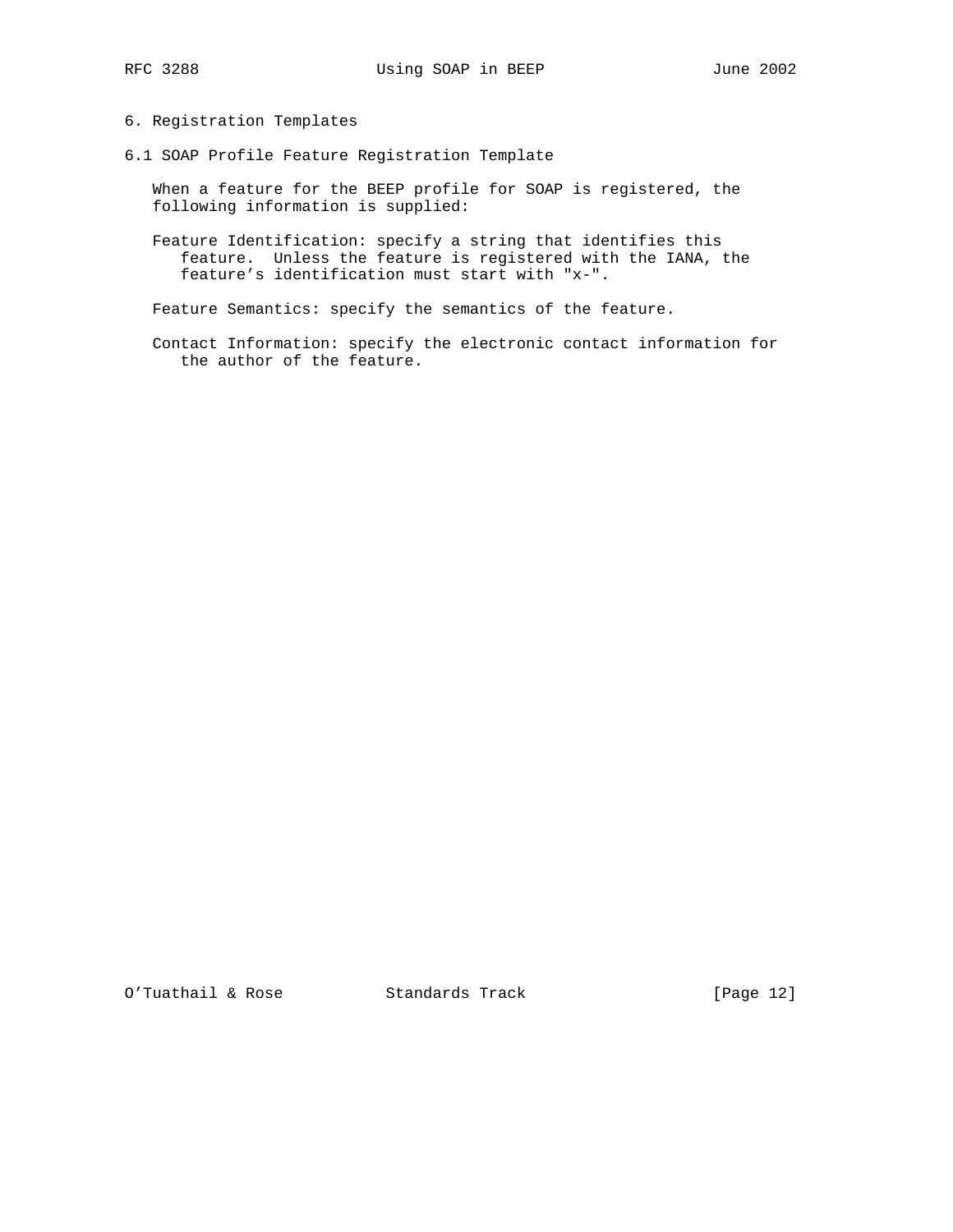## 6. Registration Templates

### 6.1 SOAP Profile Feature Registration Template

When a feature for the BEEP profile for SOAP is registered, the following information is supplied:

Feature Identification: specify a string that identifies this feature. Unless the feature is registered with the IANA, the feature's identification must start with "x-".

Feature Semantics: specify the semantics of the feature.

Contact Information: specify the electronic contact information for the author of the feature.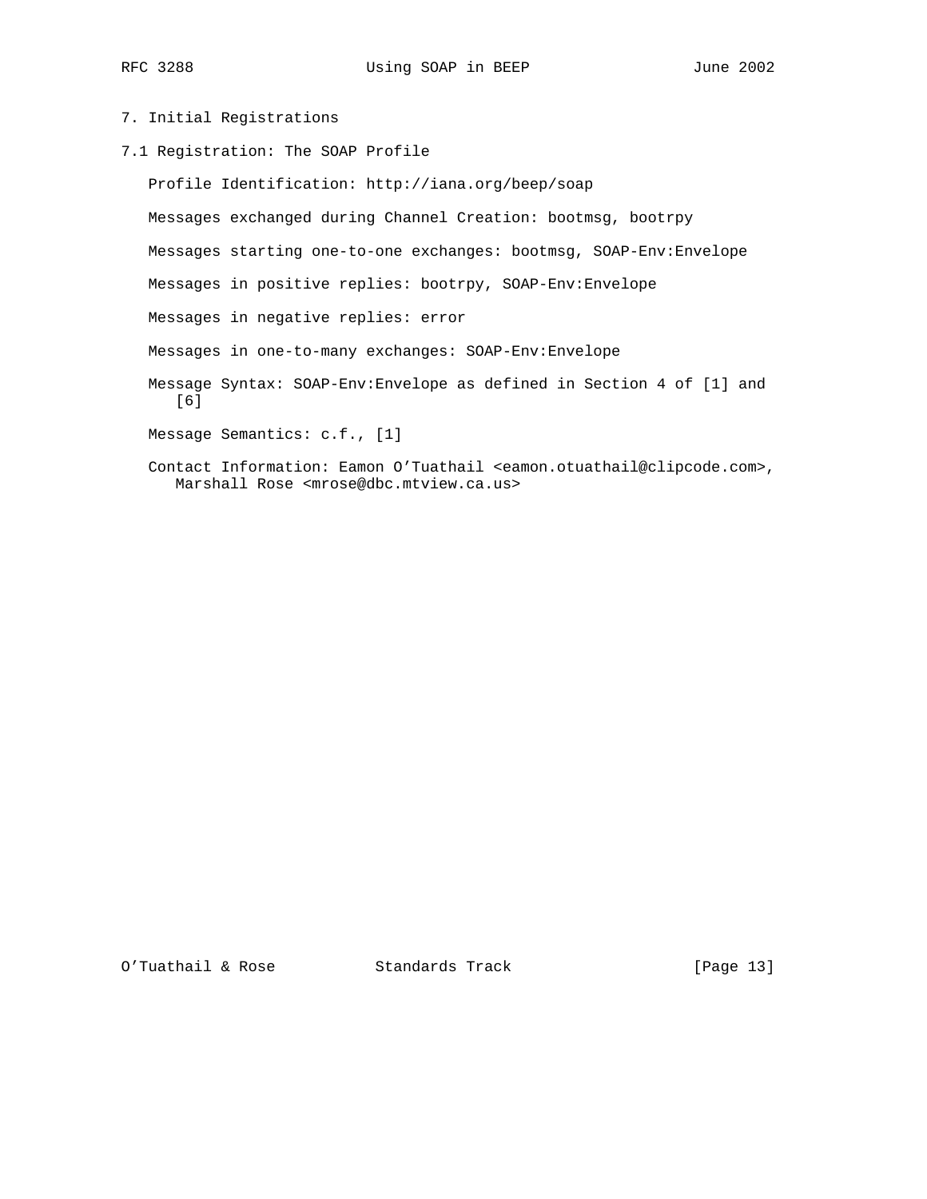# 7. Initial Registrations

## 7.1 Registration: The SOAP Profile

Profile Identification: http://iana.org/beep/soap

Messages exchanged during Channel Creation: bootmsg, bootrpy

Messages starting one-to-one exchanges: bootmsg, SOAP-Env:Envelope

Messages in positive replies: bootrpy, SOAP-Env:Envelope

Messages in negative replies: error

Messages in one-to-many exchanges: SOAP-Env:Envelope

Message Syntax: SOAP-Env:Envelope as defined in Section 4 of [1] and [6]

Message Semantics: c.f., [1]

Contact Information: Eamon O'Tuathail <eamon.otuathail@clipcode.com>, Marshall Rose <mrose@dbc.mtview.ca.us>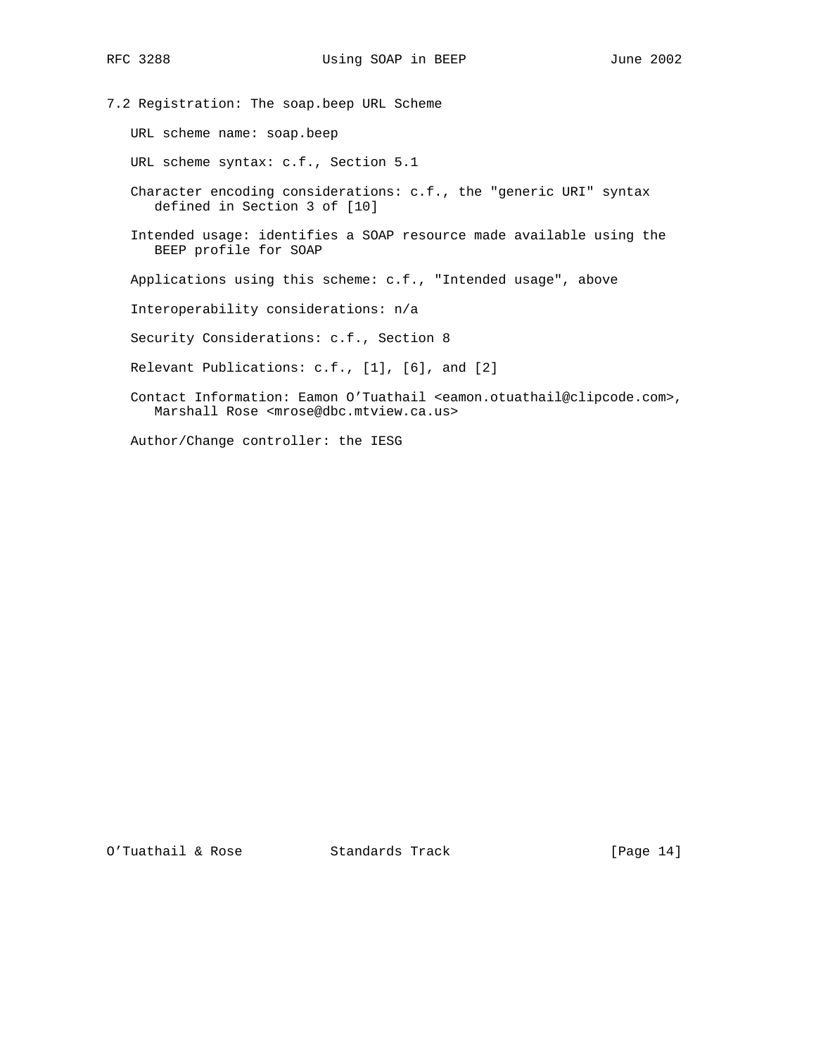### 7.2 Registration: The soap.beep URL Scheme

URL scheme name: soap.beep

URL scheme syntax: c.f., Section 5.1

Character encoding considerations: c.f., the "generic URI" syntax defined in Section 3 of [10]

Intended usage: identifies a SOAP resource made available using the BEEP profile for SOAP

Applications using this scheme: c.f., "Intended usage", above

Interoperability considerations: n/a

Security Considerations: c.f., Section 8

Relevant Publications: c.f., [1], [6], and [2]

Contact Information: Eamon O'Tuathail <eamon.otuathail@clipcode.com>, Marshall Rose <mrose@dbc.mtview.ca.us>

Author/Change controller: the IESG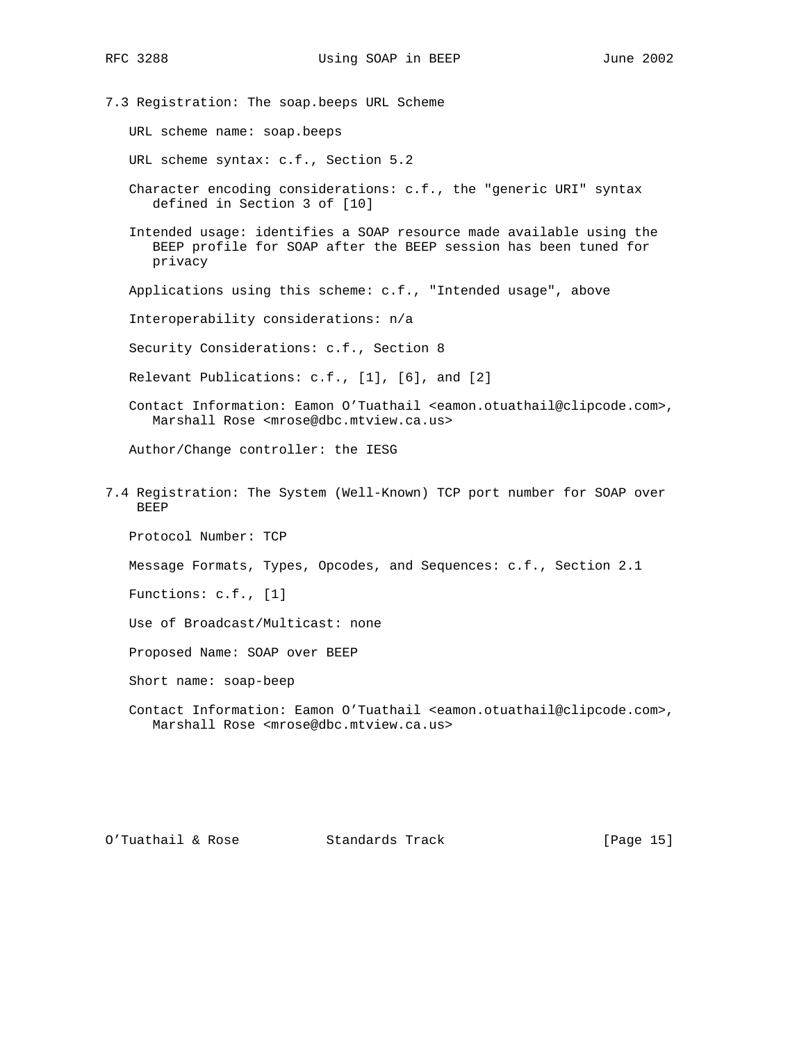### 7.3 Registration: The soap.beeps URL Scheme

URL scheme name: soap.beeps

URL scheme syntax: c.f., Section 5.2

Character encoding considerations: c.f., the "generic URI" syntax defined in Section 3 of [10]

Intended usage: identifies a SOAP resource made available using the BEEP profile for SOAP after the BEEP session has been tuned for privacy

Applications using this scheme: c.f., "Intended usage", above

Interoperability considerations: n/a

Security Considerations: c.f., Section 8

Relevant Publications: c.f., [1], [6], and [2]

Contact Information: Eamon O'Tuathail <eamon.otuathail@clipcode.com>, Marshall Rose <mrose@dbc.mtview.ca.us>

Author/Change controller: the IESG

### 7.4 Registration: The System (Well-Known) TCP port number for SOAP over BEEP

Protocol Number: TCP

Message Formats, Types, Opcodes, and Sequences: c.f., Section 2.1

Functions: c.f., [1]

Use of Broadcast/Multicast: none

Proposed Name: SOAP over BEEP

Short name: soap-beep

Contact Information: Eamon O'Tuathail <eamon.otuathail@clipcode.com>, Marshall Rose <mrose@dbc.mtview.ca.us>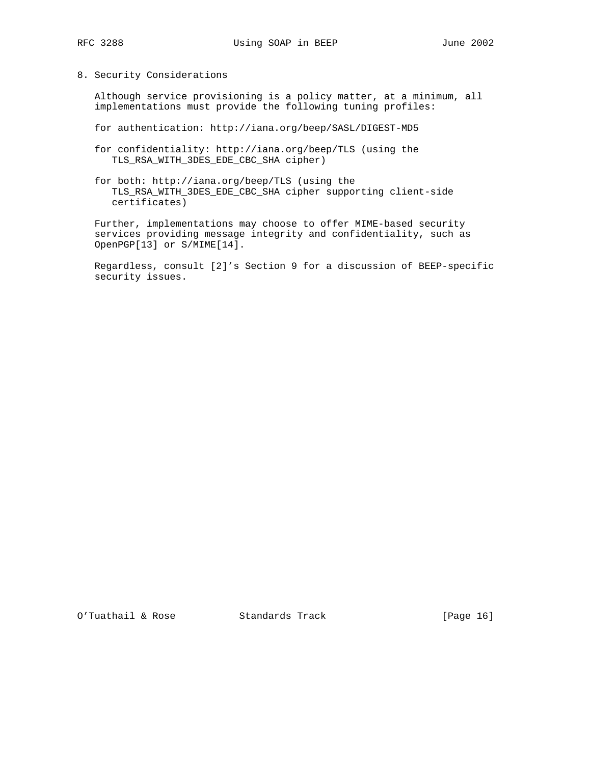## 8. Security Considerations

Although service provisioning is a policy matter, at a minimum, all implementations must provide the following tuning profiles:

for authentication: http://iana.org/beep/SASL/DIGEST-MD5

for confidentiality: http://iana.org/beep/TLS (using the TLS_RSA_WITH_3DES_EDE_CBC_SHA cipher)

for both: http://iana.org/beep/TLS (using the TLS_RSA_WITH_3DES_EDE_CBC_SHA cipher supporting client-side certificates)

Further, implementations may choose to offer MIME-based security services providing message integrity and confidentiality, such as OpenPGP[13] or S/MIME[14].

Regardless, consult [2]'s Section 9 for a discussion of BEEP-specific security issues.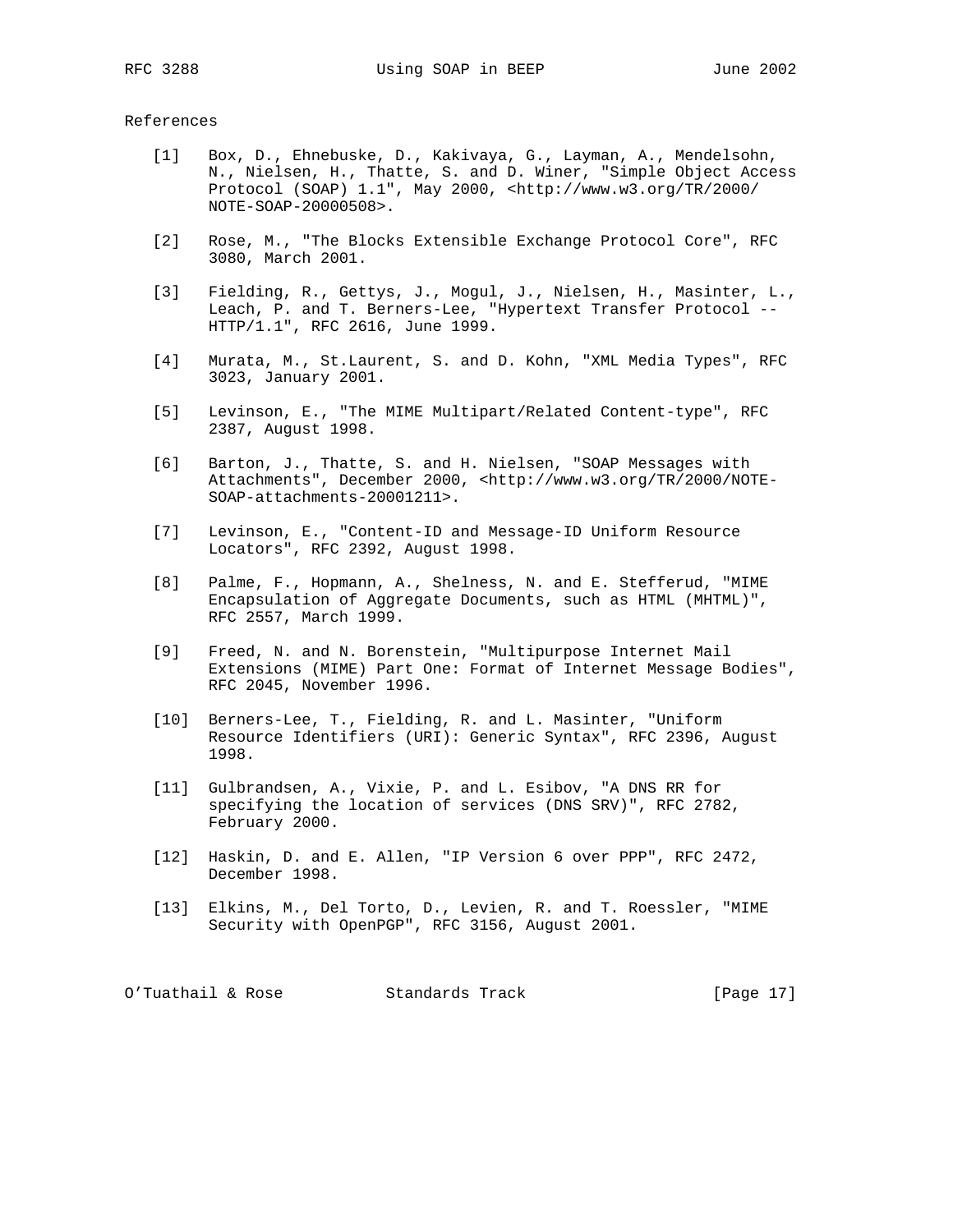## References

[1] Box, D., Ehnebuske, D., Kakivaya, G., Layman, A., Mendelsohn, N., Nielsen, H., Thatte, S. and D. Winer, "Simple Object Access Protocol (SOAP) 1.1", May 2000, <http://www.w3.org/TR/2000/NOTE-SOAP-20000508>.

[2] Rose, M., "The Blocks Extensible Exchange Protocol Core", RFC 3080, March 2001.

[3] Fielding, R., Gettys, J., Mogul, J., Nielsen, H., Masinter, L., Leach, P. and T. Berners-Lee, "Hypertext Transfer Protocol -- HTTP/1.1", RFC 2616, June 1999.

[4] Murata, M., St.Laurent, S. and D. Kohn, "XML Media Types", RFC 3023, January 2001.

[5] Levinson, E., "The MIME Multipart/Related Content-type", RFC 2387, August 1998.

[6] Barton, J., Thatte, S. and H. Nielsen, "SOAP Messages with Attachments", December 2000, <http://www.w3.org/TR/2000/NOTE-SOAP-attachments-20001211>.

[7] Levinson, E., "Content-ID and Message-ID Uniform Resource Locators", RFC 2392, August 1998.

[8] Palme, F., Hopmann, A., Shelness, N. and E. Stefferud, "MIME Encapsulation of Aggregate Documents, such as HTML (MHTML)", RFC 2557, March 1999.

[9] Freed, N. and N. Borenstein, "Multipurpose Internet Mail Extensions (MIME) Part One: Format of Internet Message Bodies", RFC 2045, November 1996.

[10] Berners-Lee, T., Fielding, R. and L. Masinter, "Uniform Resource Identifiers (URI): Generic Syntax", RFC 2396, August 1998.

[11] Gulbrandsen, A., Vixie, P. and L. Esibov, "A DNS RR for specifying the location of services (DNS SRV)", RFC 2782, February 2000.

[12] Haskin, D. and E. Allen, "IP Version 6 over PPP", RFC 2472, December 1998.

[13] Elkins, M., Del Torto, D., Levien, R. and T. Roessler, "MIME Security with OpenPGP", RFC 3156, August 2001.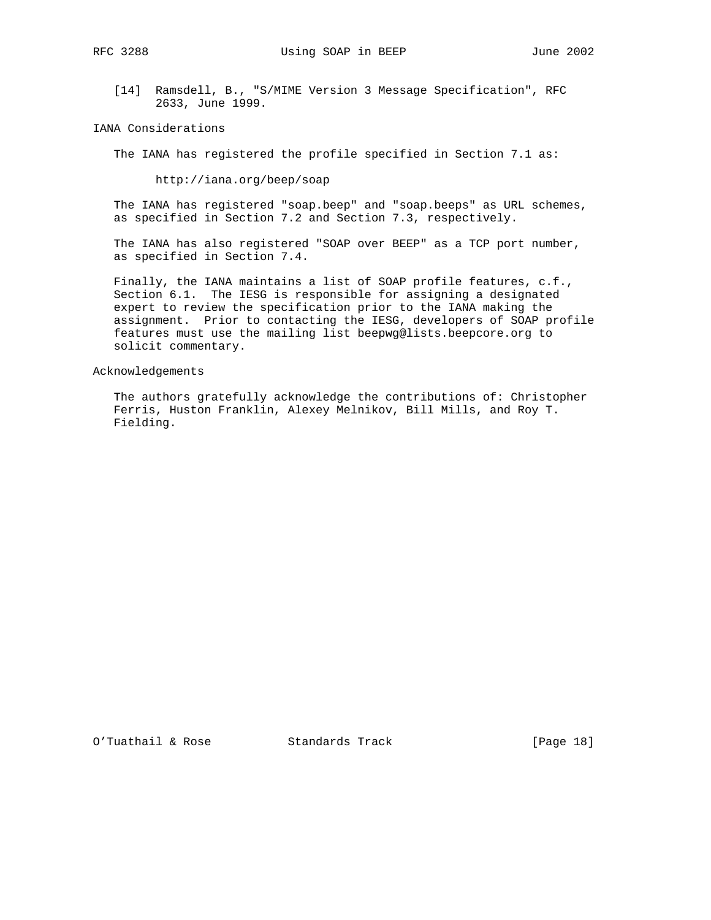[14] Ramsdell, B., "S/MIME Version 3 Message Specification", RFC 2633, June 1999.

## IANA Considerations

The IANA has registered the profile specified in Section 7.1 as:

http://iana.org/beep/soap

The IANA has registered "soap.beep" and "soap.beeps" as URL schemes, as specified in Section 7.2 and Section 7.3, respectively.

The IANA has also registered "SOAP over BEEP" as a TCP port number, as specified in Section 7.4.

Finally, the IANA maintains a list of SOAP profile features, c.f., Section 6.1. The IESG is responsible for assigning a designated expert to review the specification prior to the IANA making the assignment. Prior to contacting the IESG, developers of SOAP profile features must use the mailing list beepwg@lists.beepcore.org to solicit commentary.

## Acknowledgements

The authors gratefully acknowledge the contributions of: Christopher Ferris, Huston Franklin, Alexey Melnikov, Bill Mills, and Roy T. Fielding.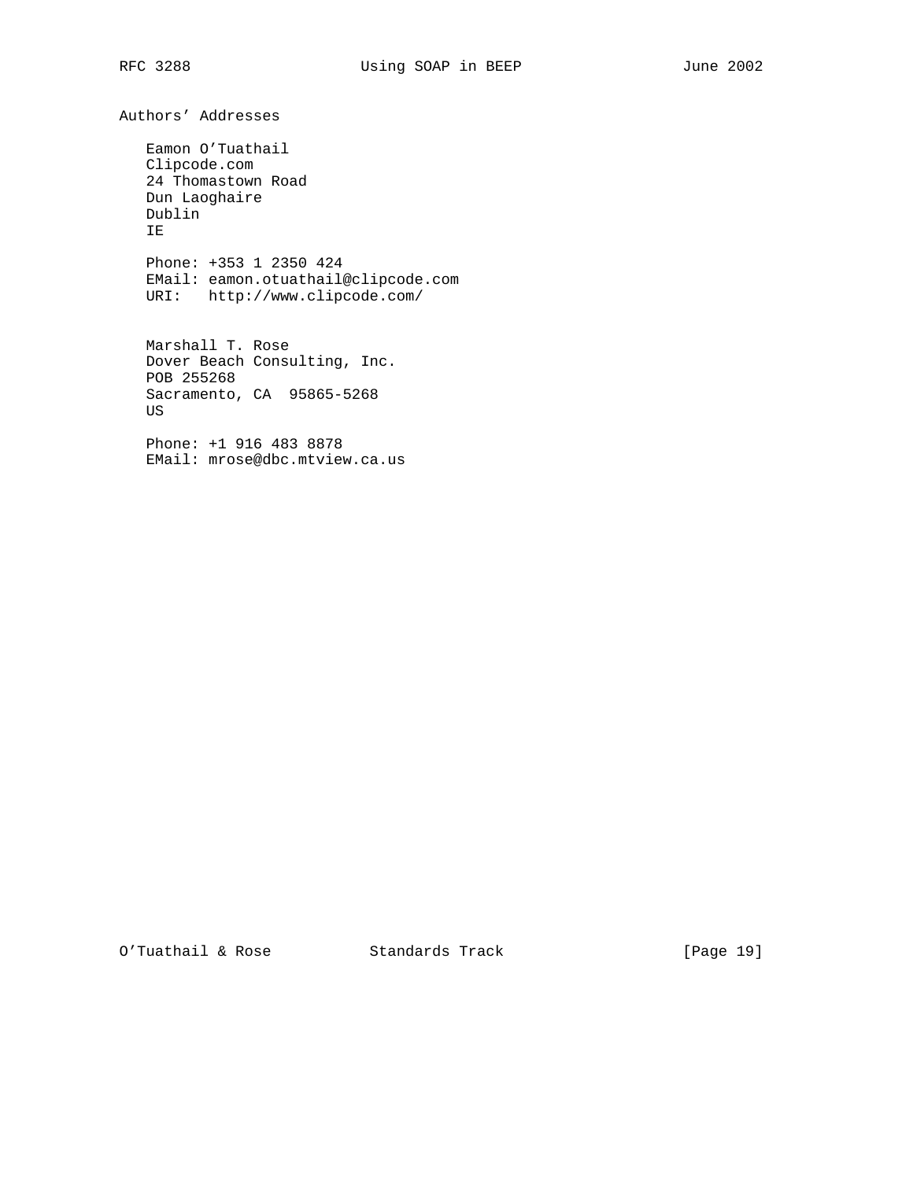## Authors' Addresses

Eamon O'Tuathail
Clipcode.com
24 Thomastown Road
Dun Laoghaire
Dublin
IE

Phone: +353 1 2350 424
EMail: eamon.otuathail@clipcode.com
URI: http://www.clipcode.com/

Marshall T. Rose
Dover Beach Consulting, Inc.
POB 255268
Sacramento, CA 95865-5268
US

Phone: +1 916 483 8878
EMail: mrose@dbc.mtview.ca.us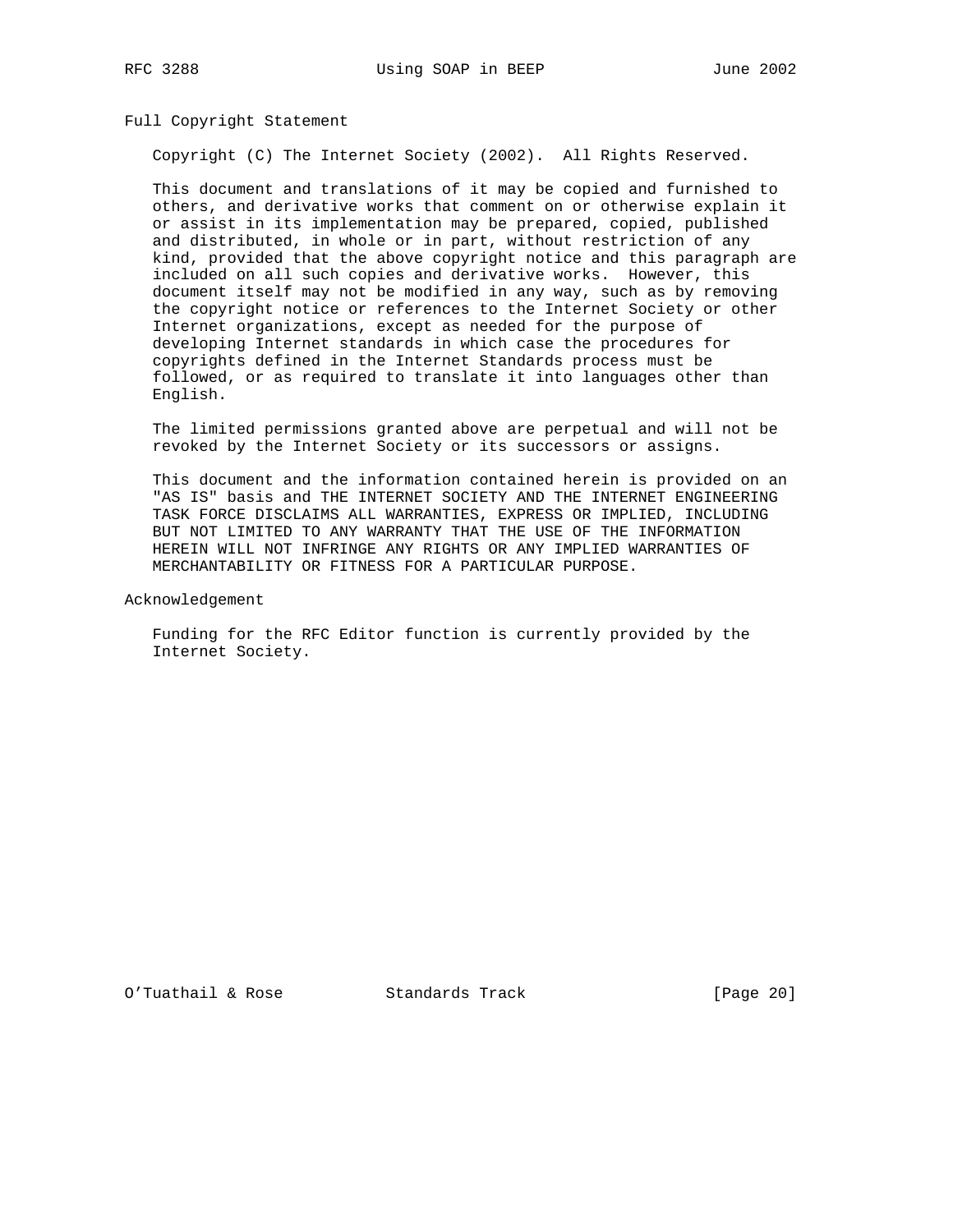## Full Copyright Statement

Copyright (C) The Internet Society (2002). All Rights Reserved.

This document and translations of it may be copied and furnished to others, and derivative works that comment on or otherwise explain it or assist in its implementation may be prepared, copied, published and distributed, in whole or in part, without restriction of any kind, provided that the above copyright notice and this paragraph are included on all such copies and derivative works. However, this document itself may not be modified in any way, such as by removing the copyright notice or references to the Internet Society or other Internet organizations, except as needed for the purpose of developing Internet standards in which case the procedures for copyrights defined in the Internet Standards process must be followed, or as required to translate it into languages other than English.

The limited permissions granted above are perpetual and will not be revoked by the Internet Society or its successors or assigns.

This document and the information contained herein is provided on an "AS IS" basis and THE INTERNET SOCIETY AND THE INTERNET ENGINEERING TASK FORCE DISCLAIMS ALL WARRANTIES, EXPRESS OR IMPLIED, INCLUDING BUT NOT LIMITED TO ANY WARRANTY THAT THE USE OF THE INFORMATION HEREIN WILL NOT INFRINGE ANY RIGHTS OR ANY IMPLIED WARRANTIES OF MERCHANTABILITY OR FITNESS FOR A PARTICULAR PURPOSE.

## Acknowledgement

Funding for the RFC Editor function is currently provided by the Internet Society.